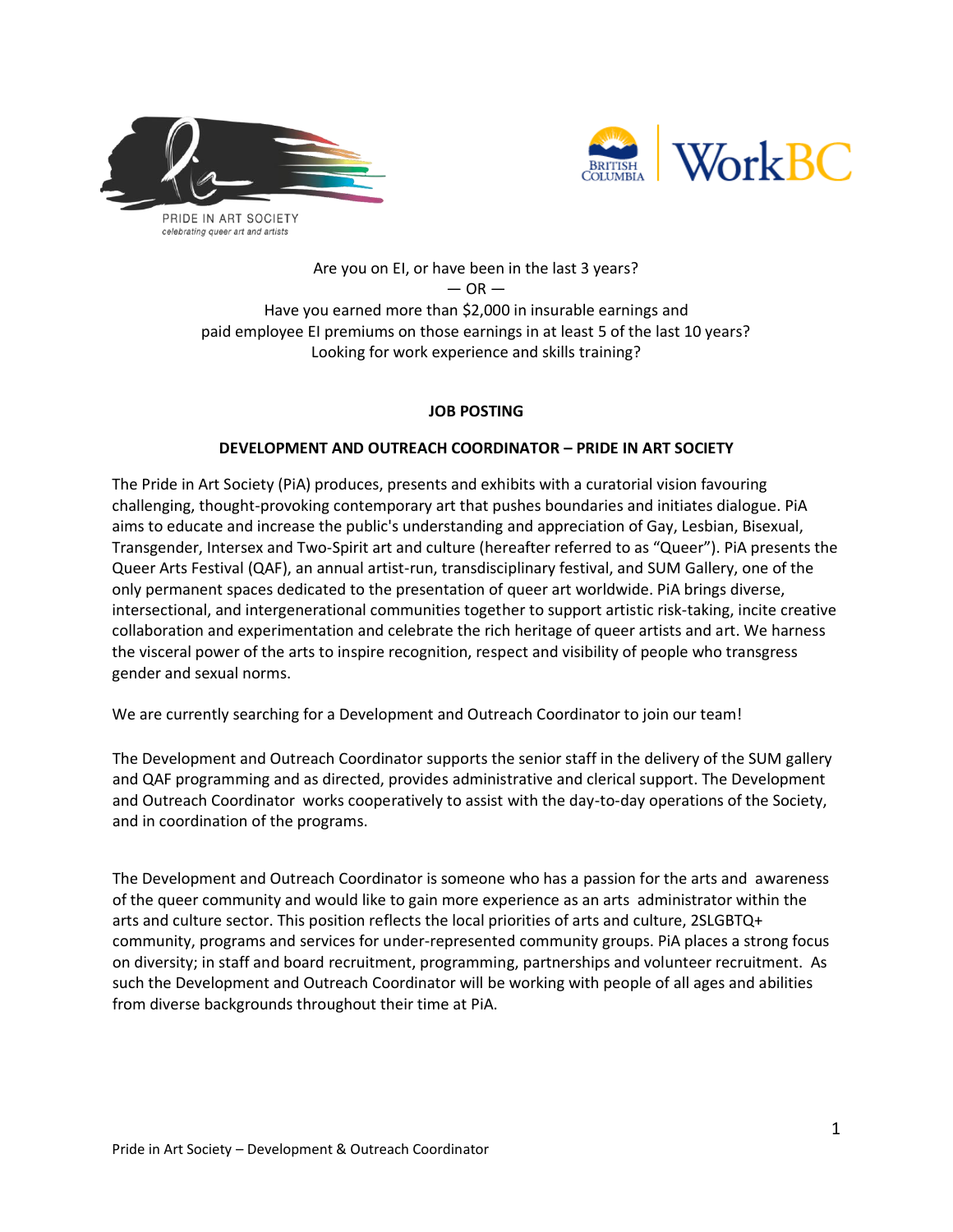PRIDE IN ART SOCIETY
*celebrating queer art and artists*

BRITISH COLUMBIA WorkBC

Are you on EI, or have been in the last 3 years?
— OR —
Have you earned more than $2,000 in insurable earnings and
paid employee EI premiums on those earnings in at least 5 of the last 10 years?
Looking for work experience and skills training?

**JOB POSTING**

**DEVELOPMENT AND OUTREACH COORDINATOR – PRIDE IN ART SOCIETY**

The Pride in Art Society (PiA) produces, presents and exhibits with a curatorial vision favouring challenging, thought-provoking contemporary art that pushes boundaries and initiates dialogue. PiA aims to educate and increase the public's understanding and appreciation of Gay, Lesbian, Bisexual, Transgender, Intersex and Two-Spirit art and culture (hereafter referred to as "Queer"). PiA presents the Queer Arts Festival (QAF), an annual artist-run, transdisciplinary festival, and SUM Gallery, one of the only permanent spaces dedicated to the presentation of queer art worldwide. PiA brings diverse, intersectional, and intergenerational communities together to support artistic risk-taking, incite creative collaboration and experimentation and celebrate the rich heritage of queer artists and art. We harness the visceral power of the arts to inspire recognition, respect and visibility of people who transgress gender and sexual norms.

We are currently searching for a Development and Outreach Coordinator to join our team!

The Development and Outreach Coordinator supports the senior staff in the delivery of the SUM gallery and QAF programming and as directed, provides administrative and clerical support. The Development and Outreach Coordinator works cooperatively to assist with the day-to-day operations of the Society, and in coordination of the programs.

The Development and Outreach Coordinator is someone who has a passion for the arts and awareness of the queer community and would like to gain more experience as an arts administrator within the arts and culture sector. This position reflects the local priorities of arts and culture, 2SLGBTQ+ community, programs and services for under-represented community groups. PiA places a strong focus on diversity; in staff and board recruitment, programming, partnerships and volunteer recruitment. As such the Development and Outreach Coordinator will be working with people of all ages and abilities from diverse backgrounds throughout their time at PiA.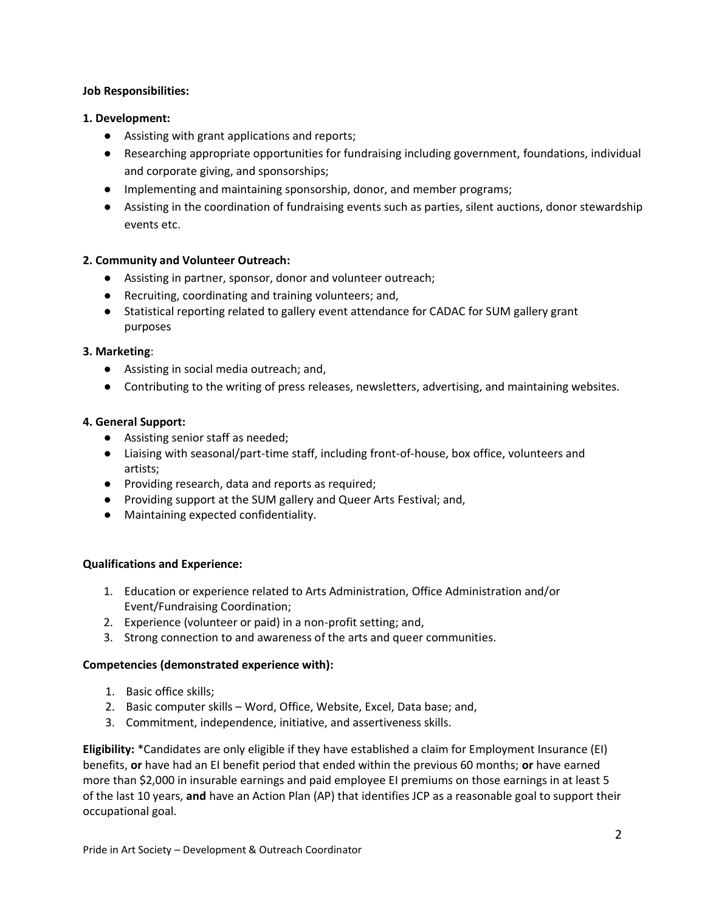**Job Responsibilities:**

**1. Development:**

- Assisting with grant applications and reports;
- Researching appropriate opportunities for fundraising including government, foundations, individual and corporate giving, and sponsorships;
- Implementing and maintaining sponsorship, donor, and member programs;
- Assisting in the coordination of fundraising events such as parties, silent auctions, donor stewardship events etc.

**2. Community and Volunteer Outreach:**

- Assisting in partner, sponsor, donor and volunteer outreach;
- Recruiting, coordinating and training volunteers; and,
- Statistical reporting related to gallery event attendance for CADAC for SUM gallery grant purposes

**3. Marketing**:

- Assisting in social media outreach; and,
- Contributing to the writing of press releases, newsletters, advertising, and maintaining websites.

**4. General Support:**

- Assisting senior staff as needed;
- Liaising with seasonal/part-time staff, including front-of-house, box office, volunteers and artists;
- Providing research, data and reports as required;
- Providing support at the SUM gallery and Queer Arts Festival; and,
- Maintaining expected confidentiality.

**Qualifications and Experience:**

1. Education or experience related to Arts Administration, Office Administration and/or Event/Fundraising Coordination;
2. Experience (volunteer or paid) in a non-profit setting; and,
3. Strong connection to and awareness of the arts and queer communities.

**Competencies (demonstrated experience with):**

1. Basic office skills;
2. Basic computer skills – Word, Office, Website, Excel, Data base; and,
3. Commitment, independence, initiative, and assertiveness skills.

**Eligibility:** *Candidates are only eligible if they have established a claim for Employment Insurance (EI) benefits, **or** have had an EI benefit period that ended within the previous 60 months; **or** have earned more than $2,000 in insurable earnings and paid employee EI premiums on those earnings in at least 5 of the last 10 years, **and** have an Action Plan (AP) that identifies JCP as a reasonable goal to support their occupational goal.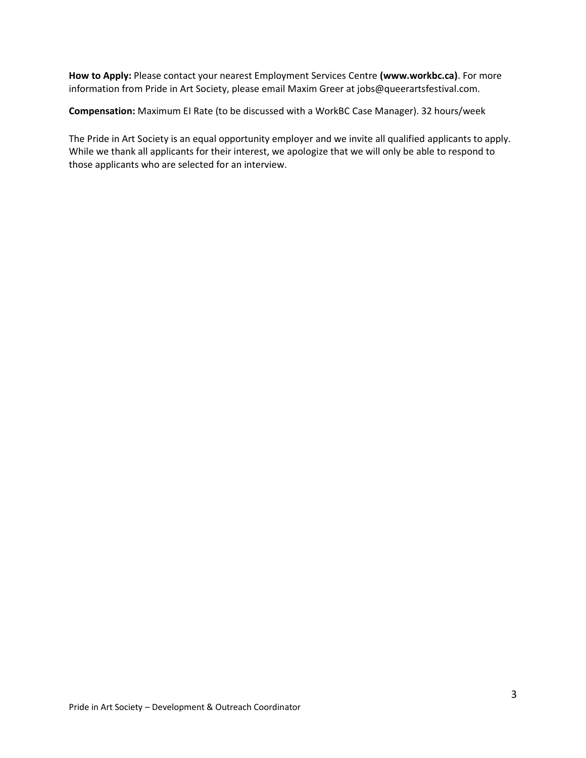**How to Apply:** Please contact your nearest Employment Services Centre **(www.workbc.ca)**. For more information from Pride in Art Society, please email Maxim Greer at jobs@queerartsfestival.com.

**Compensation:** Maximum EI Rate (to be discussed with a WorkBC Case Manager). 32 hours/week

The Pride in Art Society is an equal opportunity employer and we invite all qualified applicants to apply. While we thank all applicants for their interest, we apologize that we will only be able to respond to those applicants who are selected for an interview.